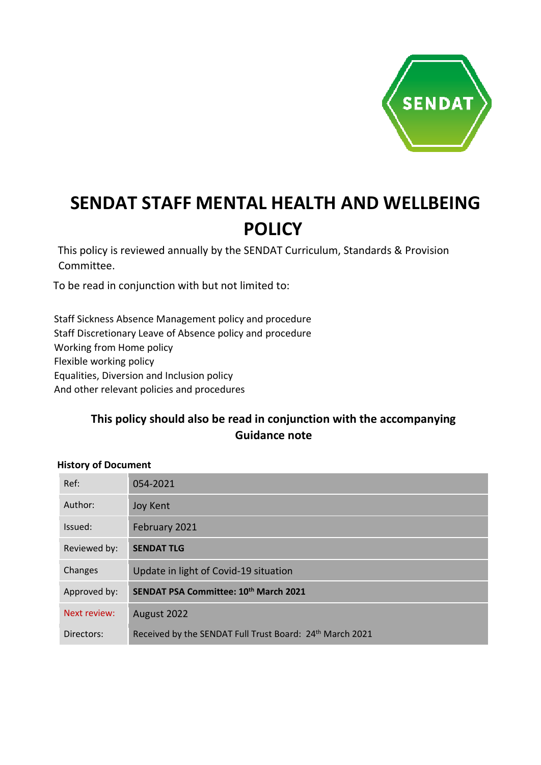# SENDAT STAFF MENTAL HEALTH AND WELLBEING POLICY

This policy is reviewed annually by the SENDAT Curriculum, Standards & Provision Committee.

To be read in conjunction with but not limited to:

Staff Sickness Absence Management policy and procedure
Staff Discretionary Leave of Absence policy and procedure
Working from Home policy
Flexible working policy
Equalities, Diversion and Inclusion policy
And other relevant policies and procedures

**This policy should also be read in conjunction with the accompanying Guidance note**

**History of Document**

| | |
|---|---|
| Ref: | 054-2021 |
| Author: | Joy Kent |
| Issued: | February 2021 |
| Reviewed by: | **SENDAT TLG** |
| Changes | Update in light of Covid-19 situation |
| Approved by: | **SENDAT PSA Committee: 10th March 2021** |
| Next review: | August 2022 |
| Directors: | Received by the SENDAT Full Trust Board: 24th March 2021 |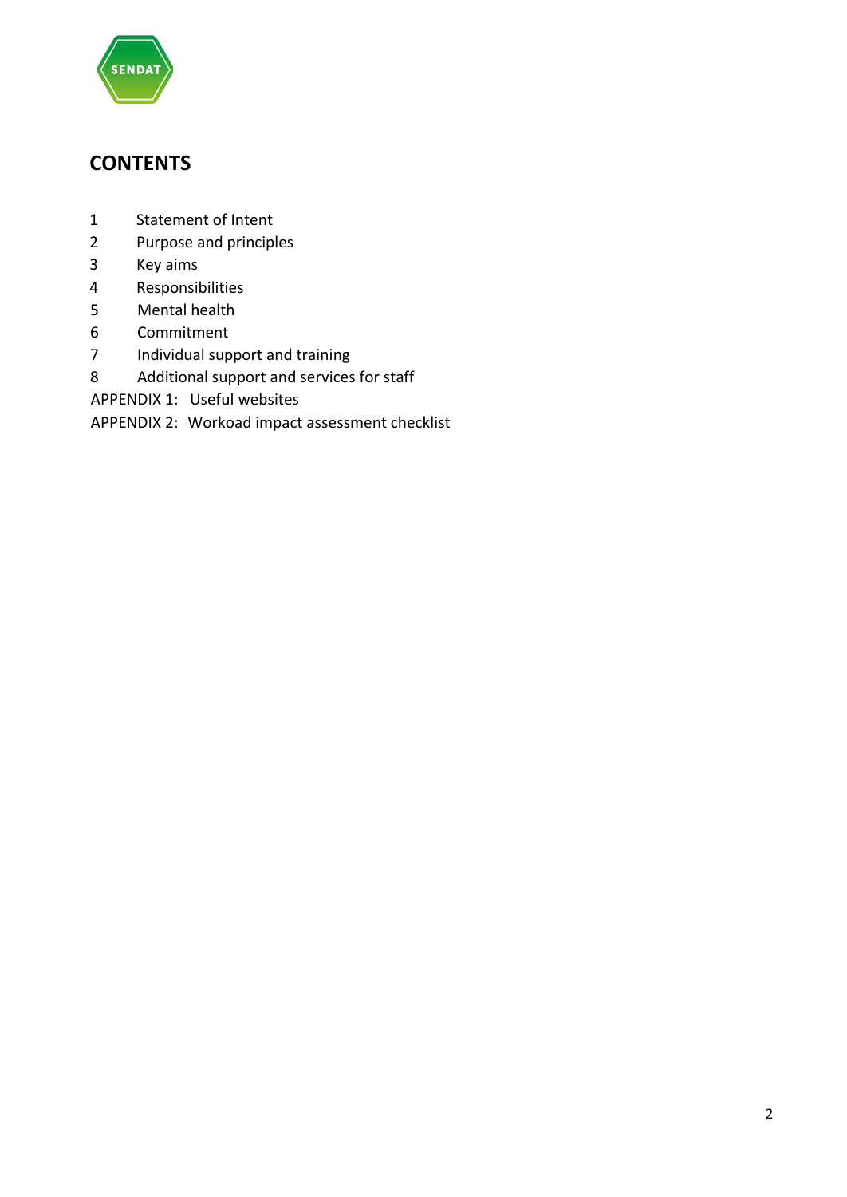## CONTENTS

1 Statement of Intent
2 Purpose and principles
3 Key aims
4 Responsibilities
5 Mental health
6 Commitment
7 Individual support and training
8 Additional support and services for staff

APPENDIX 1: Useful websites

APPENDIX 2: Workoad impact assessment checklist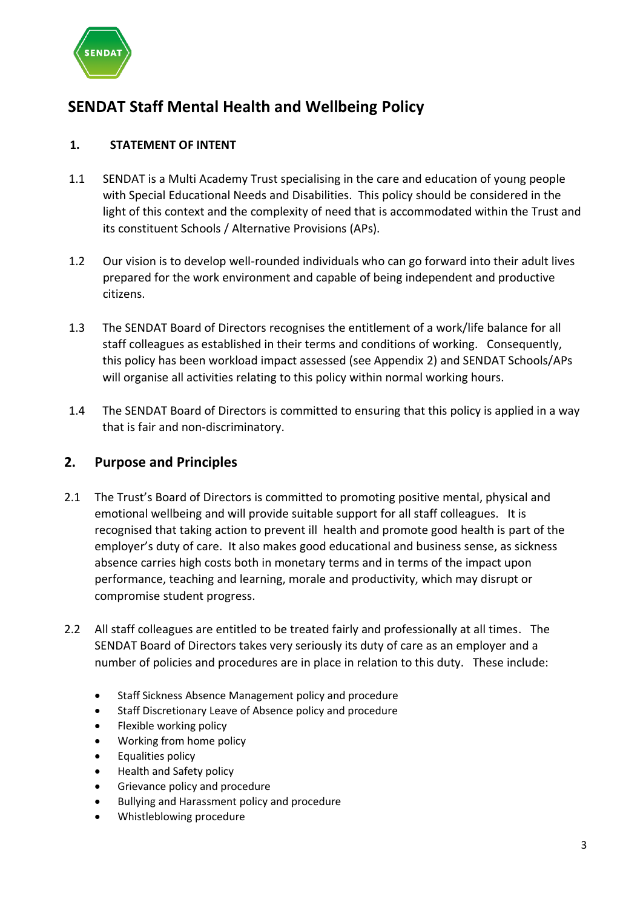# SENDAT Staff Mental Health and Wellbeing Policy

## 1. STATEMENT OF INTENT

1.1 SENDAT is a Multi Academy Trust specialising in the care and education of young people with Special Educational Needs and Disabilities. This policy should be considered in the light of this context and the complexity of need that is accommodated within the Trust and its constituent Schools / Alternative Provisions (APs).

1.2 Our vision is to develop well-rounded individuals who can go forward into their adult lives prepared for the work environment and capable of being independent and productive citizens.

1.3 The SENDAT Board of Directors recognises the entitlement of a work/life balance for all staff colleagues as established in their terms and conditions of working. Consequently, this policy has been workload impact assessed (see Appendix 2) and SENDAT Schools/APs will organise all activities relating to this policy within normal working hours.

1.4 The SENDAT Board of Directors is committed to ensuring that this policy is applied in a way that is fair and non-discriminatory.

## 2. Purpose and Principles

2.1 The Trust's Board of Directors is committed to promoting positive mental, physical and emotional wellbeing and will provide suitable support for all staff colleagues. It is recognised that taking action to prevent ill health and promote good health is part of the employer's duty of care. It also makes good educational and business sense, as sickness absence carries high costs both in monetary terms and in terms of the impact upon performance, teaching and learning, morale and productivity, which may disrupt or compromise student progress.

2.2 All staff colleagues are entitled to be treated fairly and professionally at all times. The SENDAT Board of Directors takes very seriously its duty of care as an employer and a number of policies and procedures are in place in relation to this duty. These include:

- Staff Sickness Absence Management policy and procedure
- Staff Discretionary Leave of Absence policy and procedure
- Flexible working policy
- Working from home policy
- Equalities policy
- Health and Safety policy
- Grievance policy and procedure
- Bullying and Harassment policy and procedure
- Whistleblowing procedure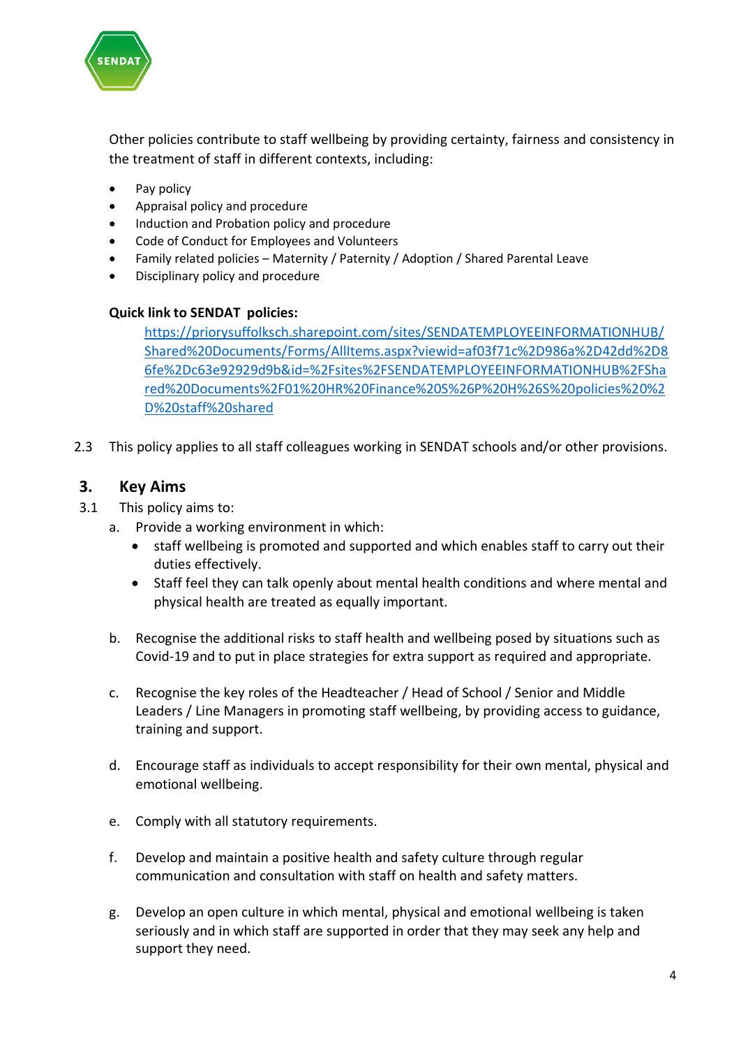Other policies contribute to staff wellbeing by providing certainty, fairness and consistency in the treatment of staff in different contexts, including:

- Pay policy
- Appraisal policy and procedure
- Induction and Probation policy and procedure
- Code of Conduct for Employees and Volunteers
- Family related policies – Maternity / Paternity / Adoption / Shared Parental Leave
- Disciplinary policy and procedure

**Quick link to SENDAT policies:**

https://priorysuffolksch.sharepoint.com/sites/SENDATEMPLOYEEINFORMATIONHUB/Shared%20Documents/Forms/AllItems.aspx?viewid=af03f71c%2D986a%2D42dd%2D86fe%2Dc63e92929d9b&id=%2Fsites%2FSENDATEMPLOYEEINFORMATIONHUB%2FShared%20Documents%2F01%20HR%20Finance%20S%26P%20H%26S%20policies%20%2D%20staff%20shared

2.3 This policy applies to all staff colleagues working in SENDAT schools and/or other provisions.

## 3. Key Aims

3.1 This policy aims to:

a. Provide a working environment in which:
   - staff wellbeing is promoted and supported and which enables staff to carry out their duties effectively.
   - Staff feel they can talk openly about mental health conditions and where mental and physical health are treated as equally important.

b. Recognise the additional risks to staff health and wellbeing posed by situations such as Covid-19 and to put in place strategies for extra support as required and appropriate.

c. Recognise the key roles of the Headteacher / Head of School / Senior and Middle Leaders / Line Managers in promoting staff wellbeing, by providing access to guidance, training and support.

d. Encourage staff as individuals to accept responsibility for their own mental, physical and emotional wellbeing.

e. Comply with all statutory requirements.

f. Develop and maintain a positive health and safety culture through regular communication and consultation with staff on health and safety matters.

g. Develop an open culture in which mental, physical and emotional wellbeing is taken seriously and in which staff are supported in order that they may seek any help and support they need.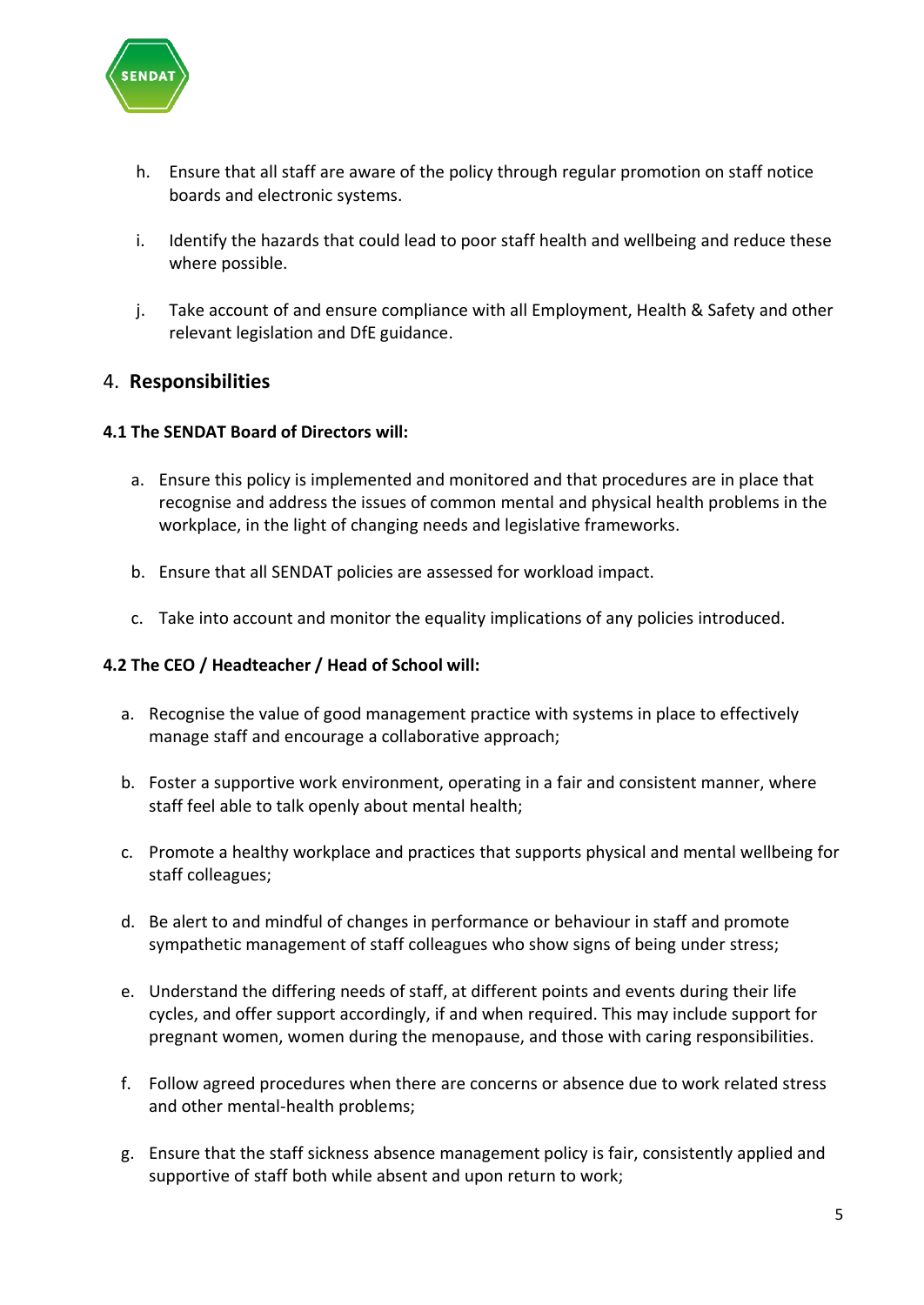h. Ensure that all staff are aware of the policy through regular promotion on staff notice boards and electronic systems.

i. Identify the hazards that could lead to poor staff health and wellbeing and reduce these where possible.

j. Take account of and ensure compliance with all Employment, Health & Safety and other relevant legislation and DfE guidance.

## 4. **Responsibilities**

### 4.1 The SENDAT Board of Directors will:

a. Ensure this policy is implemented and monitored and that procedures are in place that recognise and address the issues of common mental and physical health problems in the workplace, in the light of changing needs and legislative frameworks.

b. Ensure that all SENDAT policies are assessed for workload impact.

c. Take into account and monitor the equality implications of any policies introduced.

### 4.2 The CEO / Headteacher / Head of School will:

a. Recognise the value of good management practice with systems in place to effectively manage staff and encourage a collaborative approach;

b. Foster a supportive work environment, operating in a fair and consistent manner, where staff feel able to talk openly about mental health;

c. Promote a healthy workplace and practices that supports physical and mental wellbeing for staff colleagues;

d. Be alert to and mindful of changes in performance or behaviour in staff and promote sympathetic management of staff colleagues who show signs of being under stress;

e. Understand the differing needs of staff, at different points and events during their life cycles, and offer support accordingly, if and when required. This may include support for pregnant women, women during the menopause, and those with caring responsibilities.

f. Follow agreed procedures when there are concerns or absence due to work related stress and other mental-health problems;

g. Ensure that the staff sickness absence management policy is fair, consistently applied and supportive of staff both while absent and upon return to work;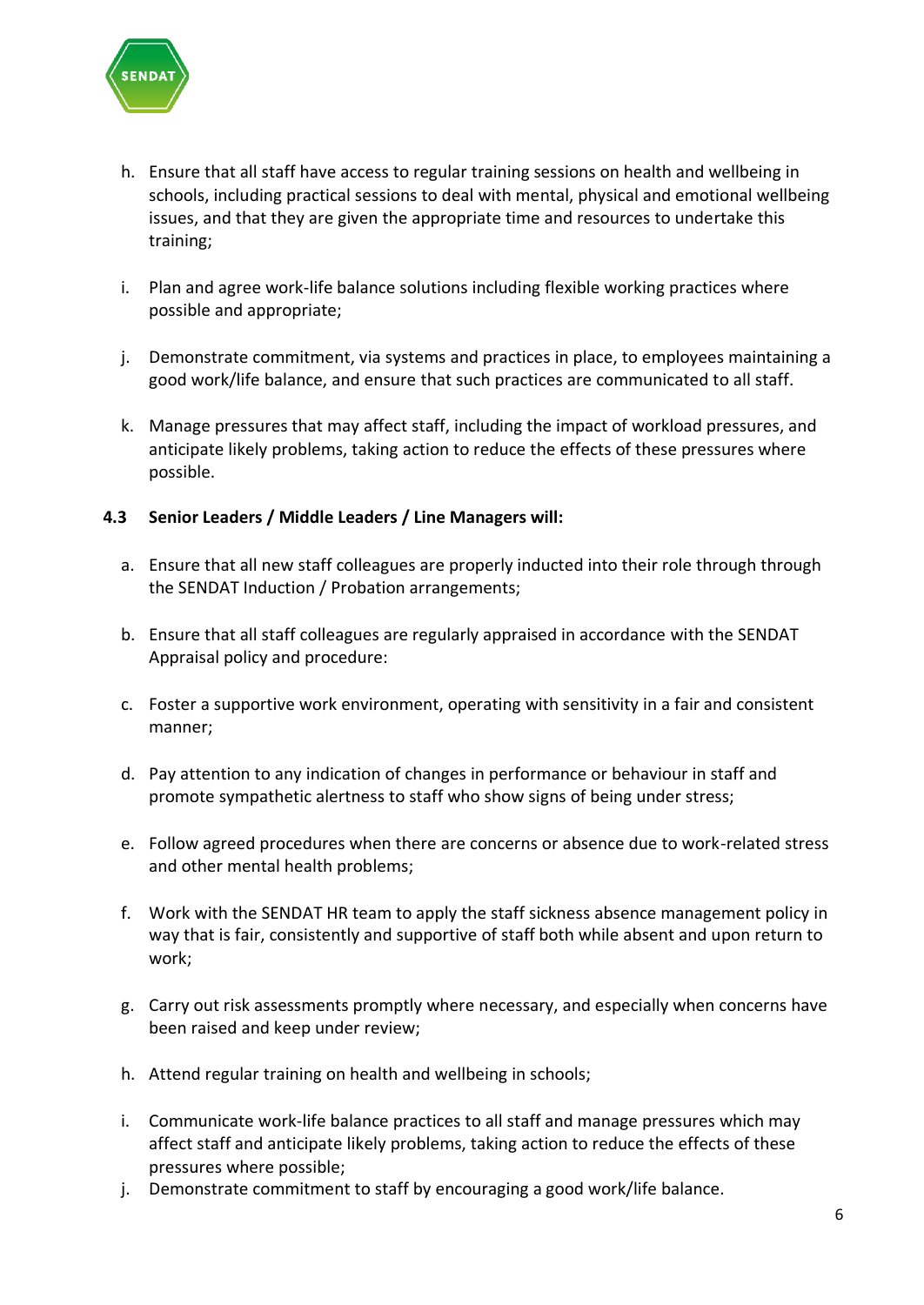h. Ensure that all staff have access to regular training sessions on health and wellbeing in schools, including practical sessions to deal with mental, physical and emotional wellbeing issues, and that they are given the appropriate time and resources to undertake this training;

i. Plan and agree work-life balance solutions including flexible working practices where possible and appropriate;

j. Demonstrate commitment, via systems and practices in place, to employees maintaining a good work/life balance, and ensure that such practices are communicated to all staff.

k. Manage pressures that may affect staff, including the impact of workload pressures, and anticipate likely problems, taking action to reduce the effects of these pressures where possible.

### 4.3 Senior Leaders / Middle Leaders / Line Managers will:

a. Ensure that all new staff colleagues are properly inducted into their role through through the SENDAT Induction / Probation arrangements;

b. Ensure that all staff colleagues are regularly appraised in accordance with the SENDAT Appraisal policy and procedure:

c. Foster a supportive work environment, operating with sensitivity in a fair and consistent manner;

d. Pay attention to any indication of changes in performance or behaviour in staff and promote sympathetic alertness to staff who show signs of being under stress;

e. Follow agreed procedures when there are concerns or absence due to work-related stress and other mental health problems;

f. Work with the SENDAT HR team to apply the staff sickness absence management policy in way that is fair, consistently and supportive of staff both while absent and upon return to work;

g. Carry out risk assessments promptly where necessary, and especially when concerns have been raised and keep under review;

h. Attend regular training on health and wellbeing in schools;

i. Communicate work-life balance practices to all staff and manage pressures which may affect staff and anticipate likely problems, taking action to reduce the effects of these pressures where possible;

j. Demonstrate commitment to staff by encouraging a good work/life balance.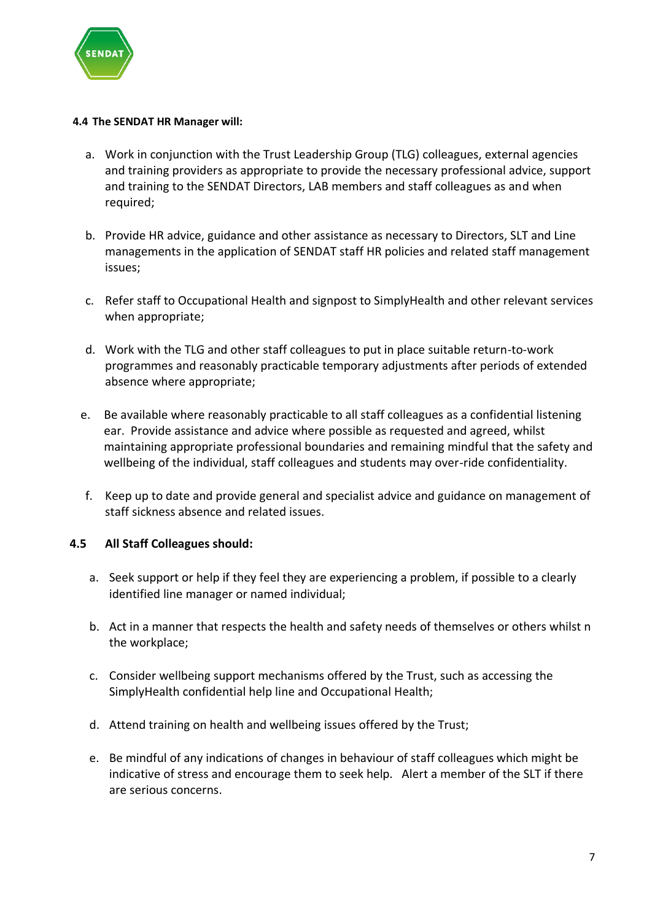**4.4 The SENDAT HR Manager will:**

a. Work in conjunction with the Trust Leadership Group (TLG) colleagues, external agencies and training providers as appropriate to provide the necessary professional advice, support and training to the SENDAT Directors, LAB members and staff colleagues as and when required;

b. Provide HR advice, guidance and other assistance as necessary to Directors, SLT and Line managements in the application of SENDAT staff HR policies and related staff management issues;

c. Refer staff to Occupational Health and signpost to SimplyHealth and other relevant services when appropriate;

d. Work with the TLG and other staff colleagues to put in place suitable return-to-work programmes and reasonably practicable temporary adjustments after periods of extended absence where appropriate;

e. Be available where reasonably practicable to all staff colleagues as a confidential listening ear. Provide assistance and advice where possible as requested and agreed, whilst maintaining appropriate professional boundaries and remaining mindful that the safety and wellbeing of the individual, staff colleagues and students may over-ride confidentiality.

f. Keep up to date and provide general and specialist advice and guidance on management of staff sickness absence and related issues.

**4.5 All Staff Colleagues should:**

a. Seek support or help if they feel they are experiencing a problem, if possible to a clearly identified line manager or named individual;

b. Act in a manner that respects the health and safety needs of themselves or others whilst n the workplace;

c. Consider wellbeing support mechanisms offered by the Trust, such as accessing the SimplyHealth confidential help line and Occupational Health;

d. Attend training on health and wellbeing issues offered by the Trust;

e. Be mindful of any indications of changes in behaviour of staff colleagues which might be indicative of stress and encourage them to seek help. Alert a member of the SLT if there are serious concerns.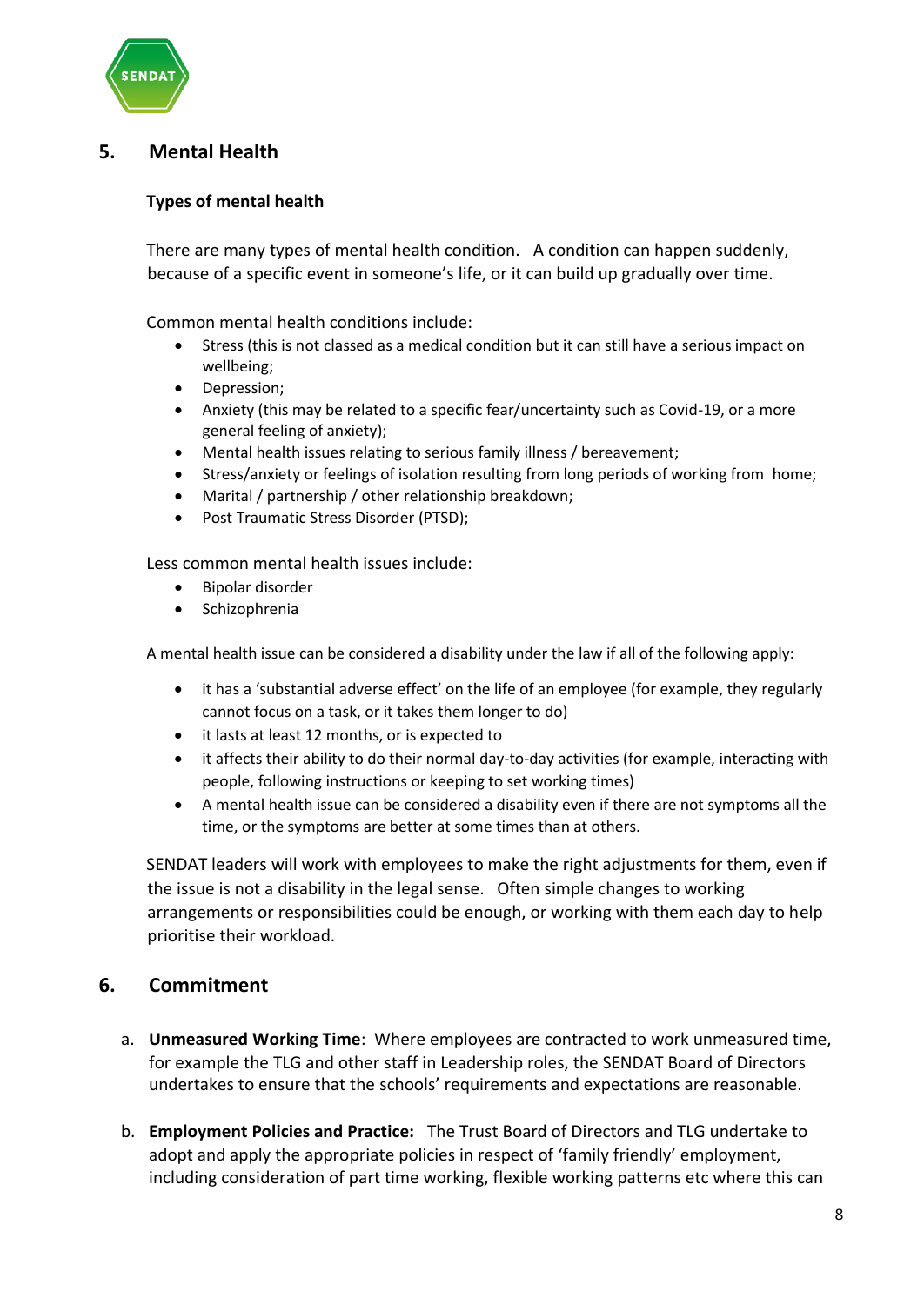## 5. Mental Health

**Types of mental health**

There are many types of mental health condition. A condition can happen suddenly, because of a specific event in someone's life, or it can build up gradually over time.

Common mental health conditions include:

- Stress (this is not classed as a medical condition but it can still have a serious impact on wellbeing;
- Depression;
- Anxiety (this may be related to a specific fear/uncertainty such as Covid-19, or a more general feeling of anxiety);
- Mental health issues relating to serious family illness / bereavement;
- Stress/anxiety or feelings of isolation resulting from long periods of working from home;
- Marital / partnership / other relationship breakdown;
- Post Traumatic Stress Disorder (PTSD);

Less common mental health issues include:

- Bipolar disorder
- Schizophrenia

A mental health issue can be considered a disability under the law if all of the following apply:

- it has a 'substantial adverse effect' on the life of an employee (for example, they regularly cannot focus on a task, or it takes them longer to do)
- it lasts at least 12 months, or is expected to
- it affects their ability to do their normal day-to-day activities (for example, interacting with people, following instructions or keeping to set working times)
- A mental health issue can be considered a disability even if there are not symptoms all the time, or the symptoms are better at some times than at others.

SENDAT leaders will work with employees to make the right adjustments for them, even if the issue is not a disability in the legal sense. Often simple changes to working arrangements or responsibilities could be enough, or working with them each day to help prioritise their workload.

## 6. Commitment

a. **Unmeasured Working Time**: Where employees are contracted to work unmeasured time, for example the TLG and other staff in Leadership roles, the SENDAT Board of Directors undertakes to ensure that the schools' requirements and expectations are reasonable.

b. **Employment Policies and Practice:** The Trust Board of Directors and TLG undertake to adopt and apply the appropriate policies in respect of 'family friendly' employment, including consideration of part time working, flexible working patterns etc where this can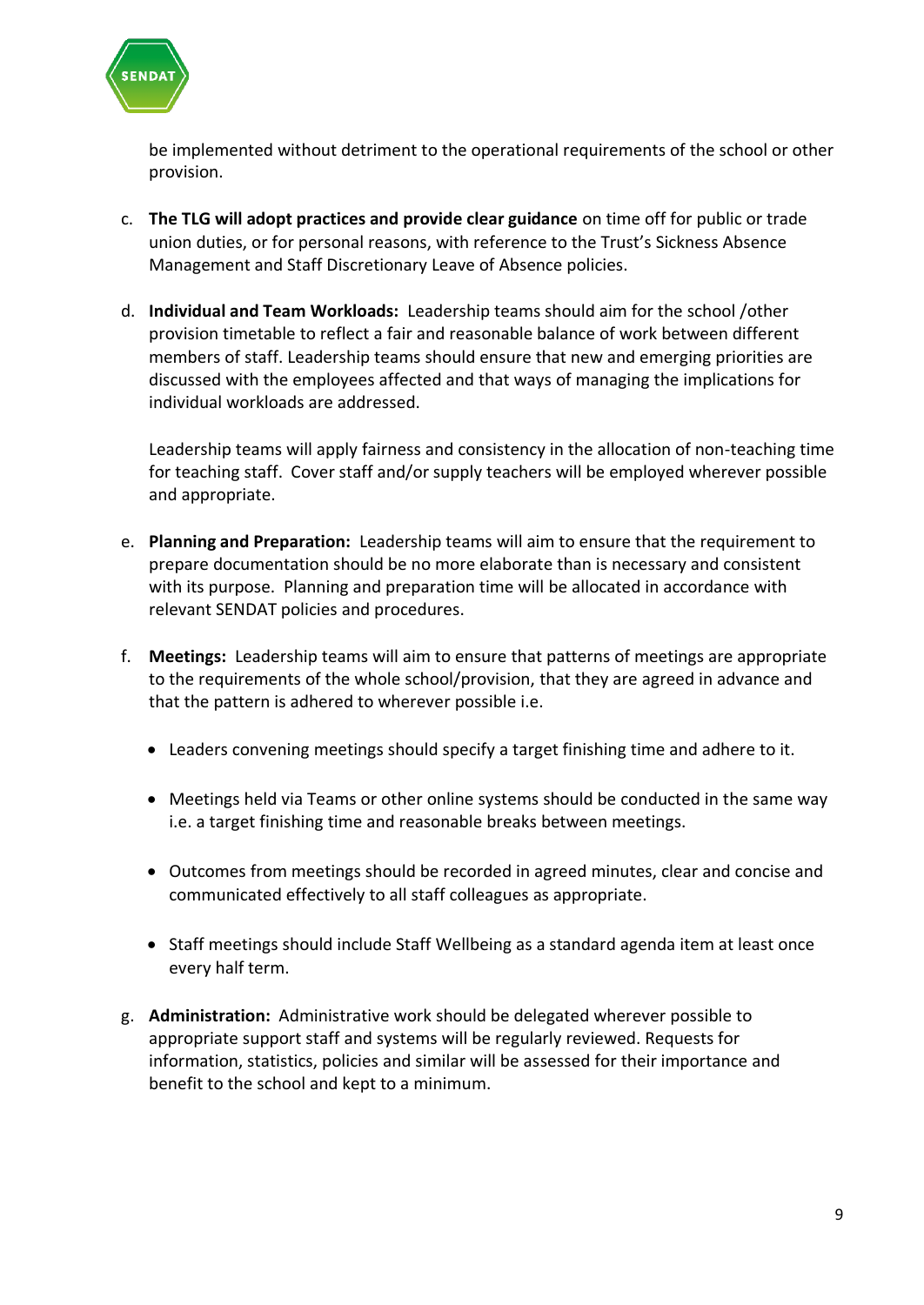be implemented without detriment to the operational requirements of the school or other provision.

c. **The TLG will adopt practices and provide clear guidance** on time off for public or trade union duties, or for personal reasons, with reference to the Trust's Sickness Absence Management and Staff Discretionary Leave of Absence policies.

d. **Individual and Team Workloads:** Leadership teams should aim for the school /other provision timetable to reflect a fair and reasonable balance of work between different members of staff. Leadership teams should ensure that new and emerging priorities are discussed with the employees affected and that ways of managing the implications for individual workloads are addressed.

   Leadership teams will apply fairness and consistency in the allocation of non-teaching time for teaching staff. Cover staff and/or supply teachers will be employed wherever possible and appropriate.

e. **Planning and Preparation:** Leadership teams will aim to ensure that the requirement to prepare documentation should be no more elaborate than is necessary and consistent with its purpose. Planning and preparation time will be allocated in accordance with relevant SENDAT policies and procedures.

f. **Meetings:** Leadership teams will aim to ensure that patterns of meetings are appropriate to the requirements of the whole school/provision, that they are agreed in advance and that the pattern is adhered to wherever possible i.e.

   - Leaders convening meetings should specify a target finishing time and adhere to it.
   - Meetings held via Teams or other online systems should be conducted in the same way i.e. a target finishing time and reasonable breaks between meetings.
   - Outcomes from meetings should be recorded in agreed minutes, clear and concise and communicated effectively to all staff colleagues as appropriate.
   - Staff meetings should include Staff Wellbeing as a standard agenda item at least once every half term.

g. **Administration:** Administrative work should be delegated wherever possible to appropriate support staff and systems will be regularly reviewed. Requests for information, statistics, policies and similar will be assessed for their importance and benefit to the school and kept to a minimum.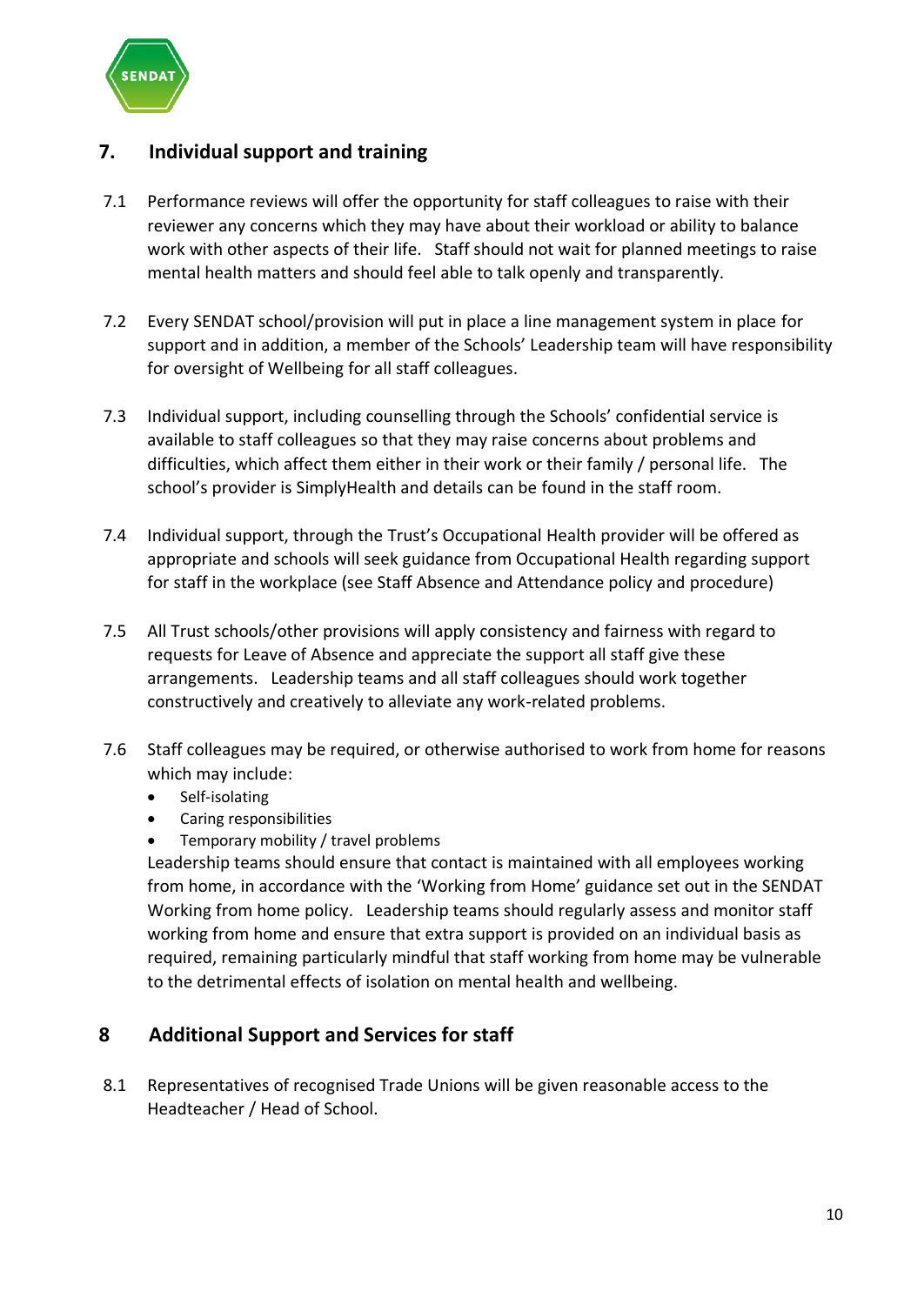## 7. Individual support and training

7.1 Performance reviews will offer the opportunity for staff colleagues to raise with their reviewer any concerns which they may have about their workload or ability to balance work with other aspects of their life. Staff should not wait for planned meetings to raise mental health matters and should feel able to talk openly and transparently.

7.2 Every SENDAT school/provision will put in place a line management system in place for support and in addition, a member of the Schools' Leadership team will have responsibility for oversight of Wellbeing for all staff colleagues.

7.3 Individual support, including counselling through the Schools' confidential service is available to staff colleagues so that they may raise concerns about problems and difficulties, which affect them either in their work or their family / personal life. The school's provider is SimplyHealth and details can be found in the staff room.

7.4 Individual support, through the Trust's Occupational Health provider will be offered as appropriate and schools will seek guidance from Occupational Health regarding support for staff in the workplace (see Staff Absence and Attendance policy and procedure)

7.5 All Trust schools/other provisions will apply consistency and fairness with regard to requests for Leave of Absence and appreciate the support all staff give these arrangements. Leadership teams and all staff colleagues should work together constructively and creatively to alleviate any work-related problems.

7.6 Staff colleagues may be required, or otherwise authorised to work from home for reasons which may include:

- Self-isolating
- Caring responsibilities
- Temporary mobility / travel problems

Leadership teams should ensure that contact is maintained with all employees working from home, in accordance with the 'Working from Home' guidance set out in the SENDAT Working from home policy. Leadership teams should regularly assess and monitor staff working from home and ensure that extra support is provided on an individual basis as required, remaining particularly mindful that staff working from home may be vulnerable to the detrimental effects of isolation on mental health and wellbeing.

## 8 Additional Support and Services for staff

8.1 Representatives of recognised Trade Unions will be given reasonable access to the Headteacher / Head of School.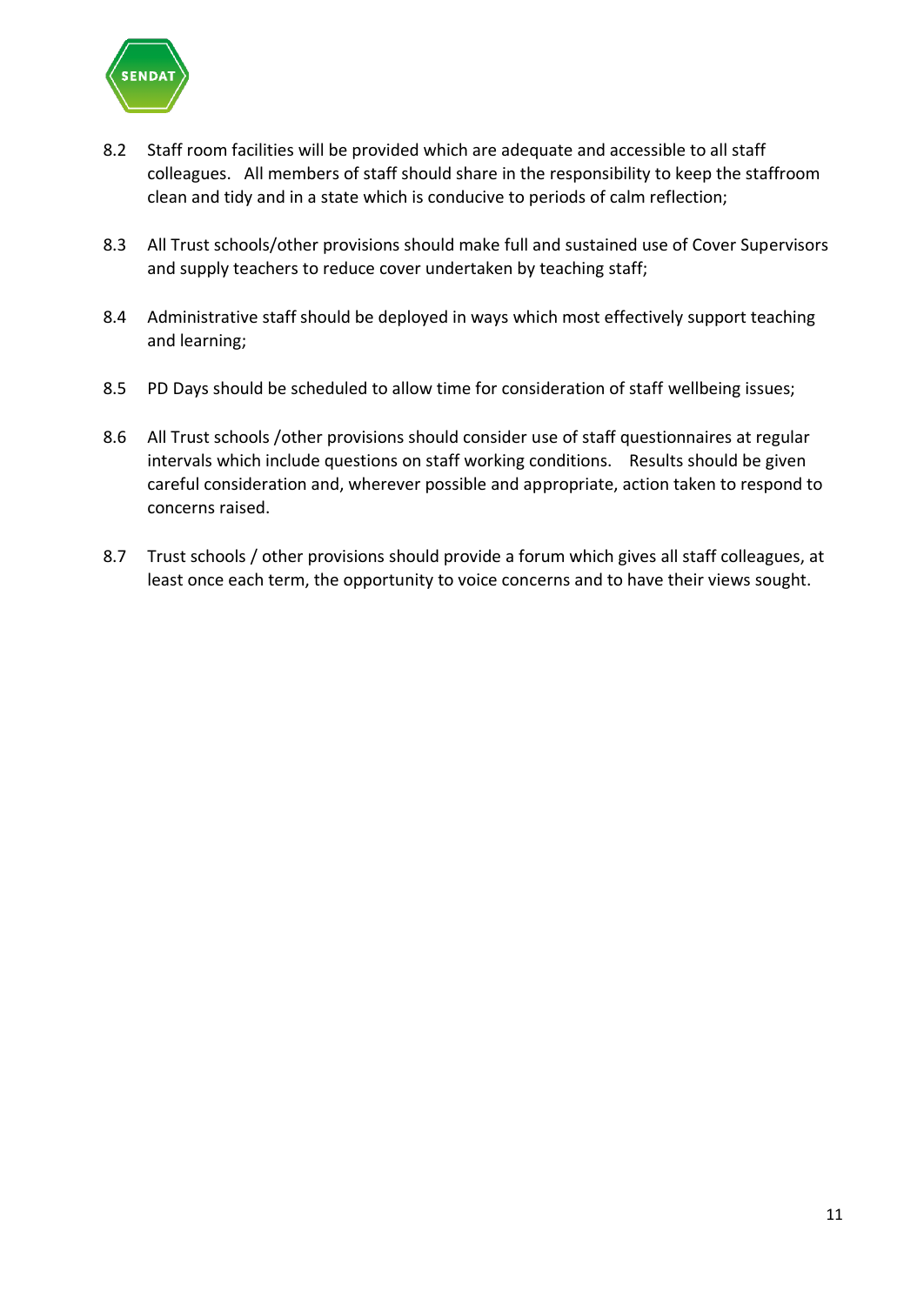8.2 Staff room facilities will be provided which are adequate and accessible to all staff colleagues. All members of staff should share in the responsibility to keep the staffroom clean and tidy and in a state which is conducive to periods of calm reflection;

8.3 All Trust schools/other provisions should make full and sustained use of Cover Supervisors and supply teachers to reduce cover undertaken by teaching staff;

8.4 Administrative staff should be deployed in ways which most effectively support teaching and learning;

8.5 PD Days should be scheduled to allow time for consideration of staff wellbeing issues;

8.6 All Trust schools /other provisions should consider use of staff questionnaires at regular intervals which include questions on staff working conditions. Results should be given careful consideration and, wherever possible and appropriate, action taken to respond to concerns raised.

8.7 Trust schools / other provisions should provide a forum which gives all staff colleagues, at least once each term, the opportunity to voice concerns and to have their views sought.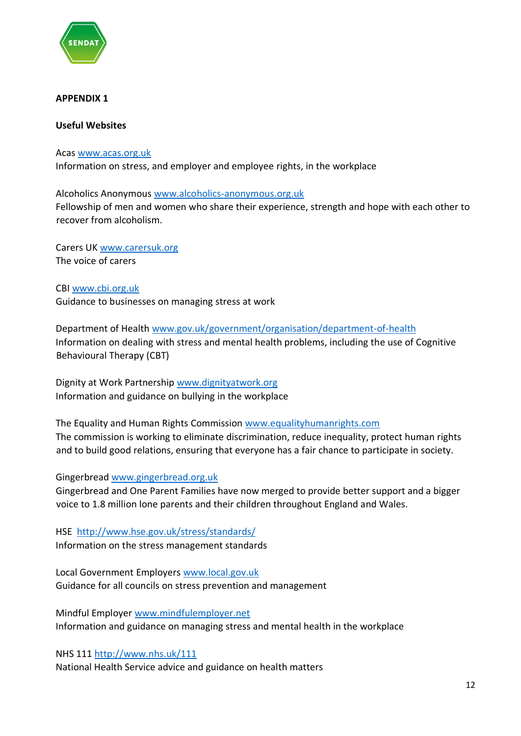## APPENDIX 1

### Useful Websites

Acas www.acas.org.uk
Information on stress, and employer and employee rights, in the workplace

Alcoholics Anonymous www.alcoholics-anonymous.org.uk
Fellowship of men and women who share their experience, strength and hope with each other to recover from alcoholism.

Carers UK www.carersuk.org
The voice of carers

CBI www.cbi.org.uk
Guidance to businesses on managing stress at work

Department of Health www.gov.uk/government/organisation/department-of-health
Information on dealing with stress and mental health problems, including the use of Cognitive Behavioural Therapy (CBT)

Dignity at Work Partnership www.dignityatwork.org
Information and guidance on bullying in the workplace

The Equality and Human Rights Commission www.equalityhumanrights.com
The commission is working to eliminate discrimination, reduce inequality, protect human rights and to build good relations, ensuring that everyone has a fair chance to participate in society.

Gingerbread www.gingerbread.org.uk
Gingerbread and One Parent Families have now merged to provide better support and a bigger voice to 1.8 million lone parents and their children throughout England and Wales.

HSE http://www.hse.gov.uk/stress/standards/
Information on the stress management standards

Local Government Employers www.local.gov.uk
Guidance for all councils on stress prevention and management

Mindful Employer www.mindfulemployer.net
Information and guidance on managing stress and mental health in the workplace

NHS 111 http://www.nhs.uk/111
National Health Service advice and guidance on health matters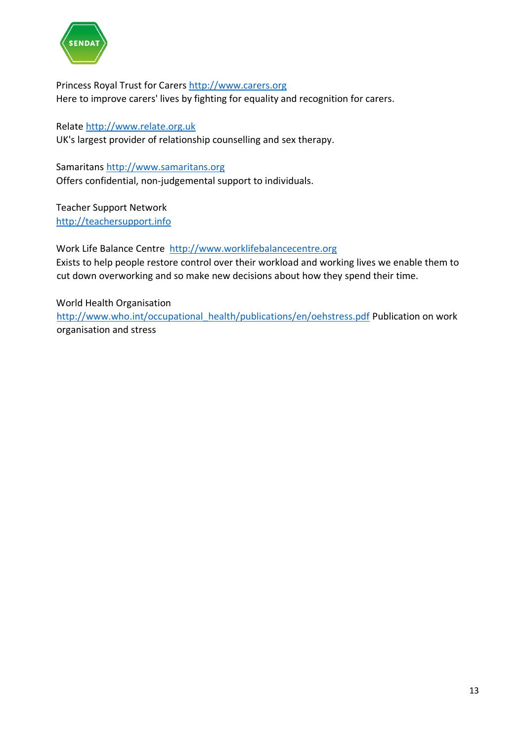Princess Royal Trust for Carers http://www.carers.org
Here to improve carers' lives by fighting for equality and recognition for carers.

Relate http://www.relate.org.uk
UK's largest provider of relationship counselling and sex therapy.

Samaritans http://www.samaritans.org
Offers confidential, non-judgemental support to individuals.

Teacher Support Network
http://teachersupport.info

Work Life Balance Centre http://www.worklifebalancecentre.org
Exists to help people restore control over their workload and working lives we enable them to cut down overworking and so make new decisions about how they spend their time.

World Health Organisation
http://www.who.int/occupational_health/publications/en/oehstress.pdf Publication on work organisation and stress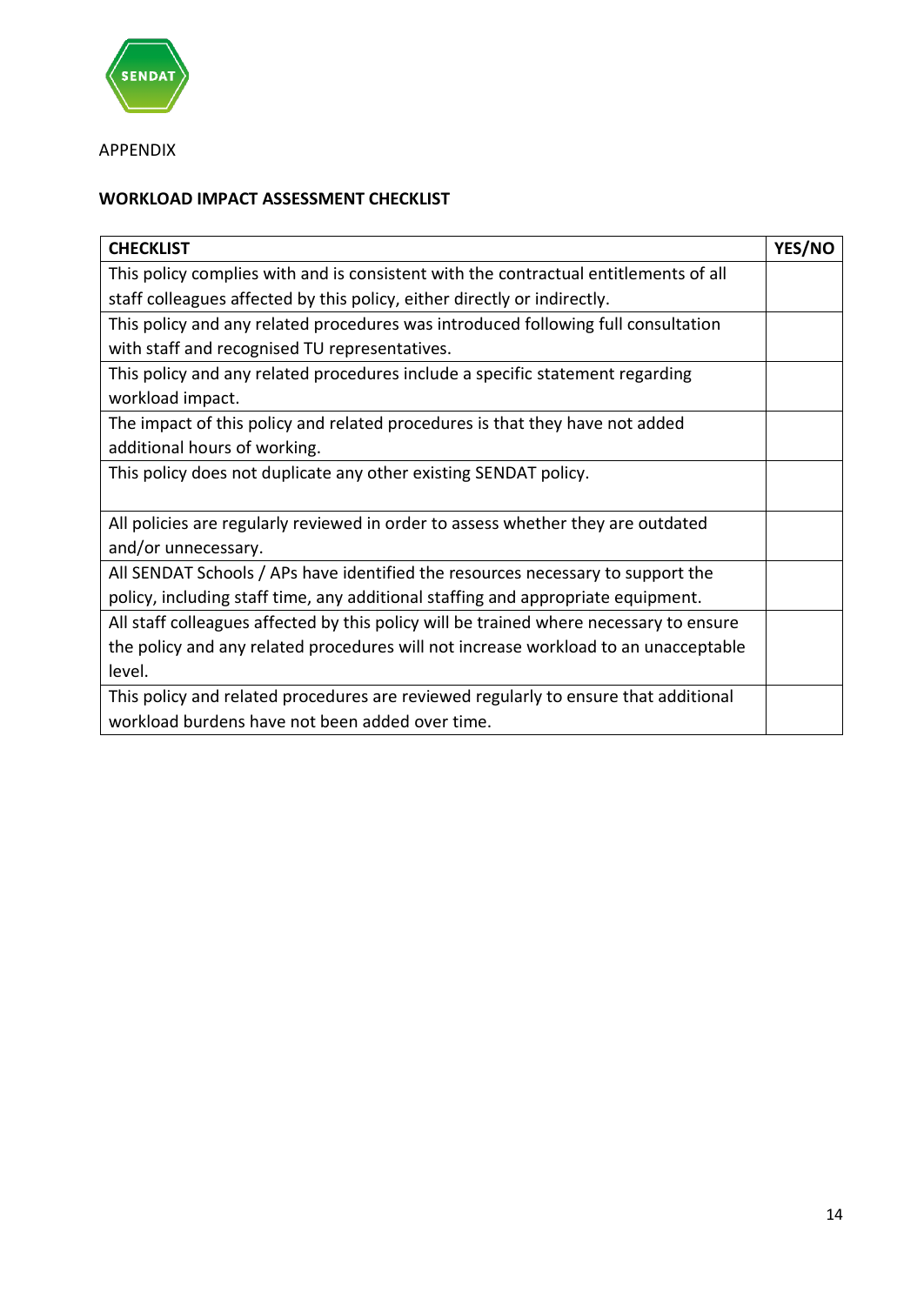APPENDIX

**WORKLOAD IMPACT ASSESSMENT CHECKLIST**

| CHECKLIST | YES/NO |
|---|---|
| This policy complies with and is consistent with the contractual entitlements of all staff colleagues affected by this policy, either directly or indirectly. | |
| This policy and any related procedures was introduced following full consultation with staff and recognised TU representatives. | |
| This policy and any related procedures include a specific statement regarding workload impact. | |
| The impact of this policy and related procedures is that they have not added additional hours of working. | |
| This policy does not duplicate any other existing SENDAT policy. | |
| All policies are regularly reviewed in order to assess whether they are outdated and/or unnecessary. | |
| All SENDAT Schools / APs have identified the resources necessary to support the policy, including staff time, any additional staffing and appropriate equipment. | |
| All staff colleagues affected by this policy will be trained where necessary to ensure the policy and any related procedures will not increase workload to an unacceptable level. | |
| This policy and related procedures are reviewed regularly to ensure that additional workload burdens have not been added over time. | |